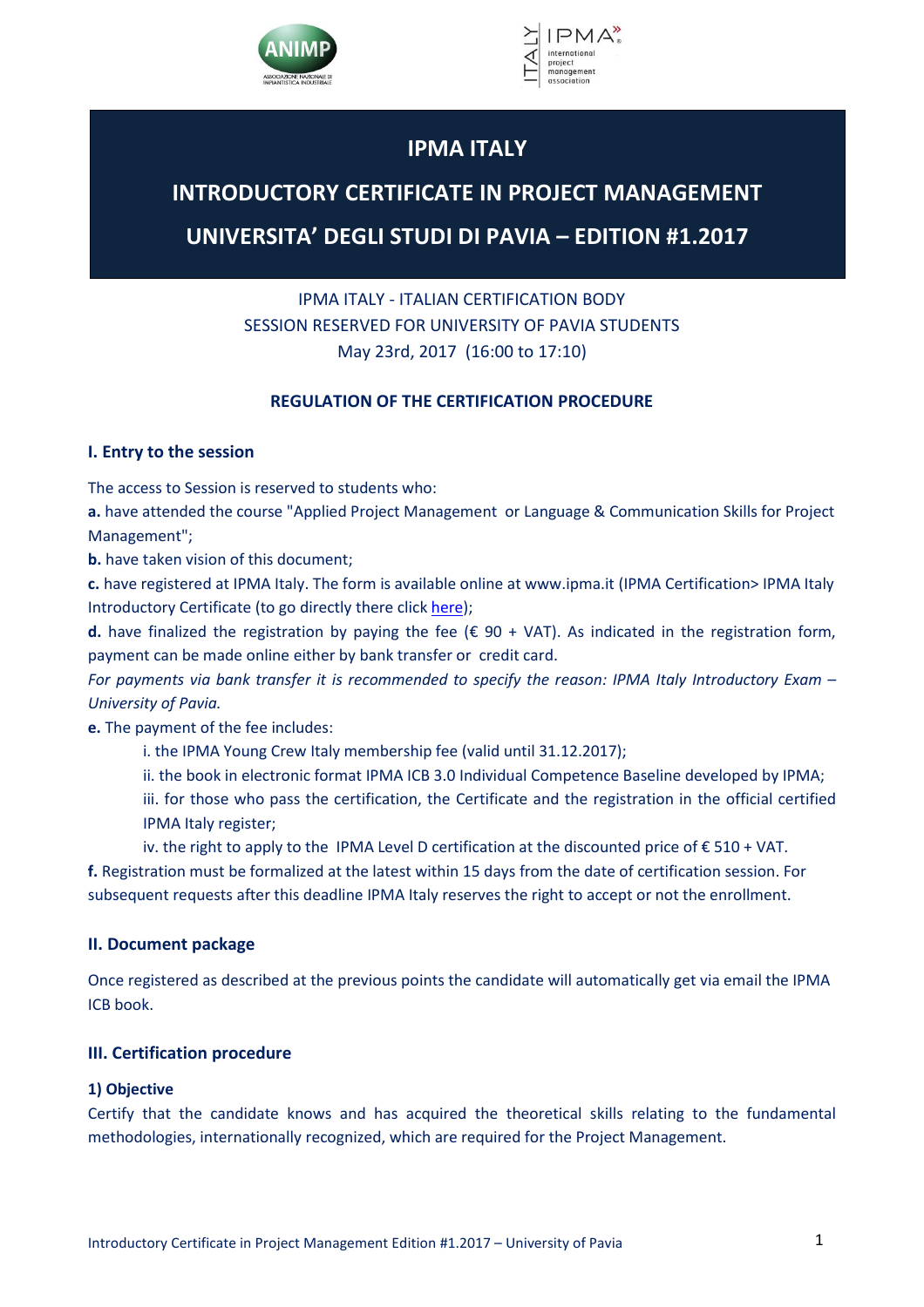# IPMA ITALY

# INTRODUCTORY CERTIFICATE IN PROJECT MANAGEMENT

# UNIVERSITA' DEGLI STUDI DI PAVIA – EDITION #1.2017

IPMA ITALY - ITALIAN CERTIFICATION BODY
SESSION RESERVED FOR UNIVERSITY OF PAVIA STUDENTS
May 23rd, 2017 (16:00 to 17:10)

## REGULATION OF THE CERTIFICATION PROCEDURE

### I. Entry to the session

The access to Session is reserved to students who:

**a.** have attended the course "Applied Project Management or Language & Communication Skills for Project Management";

**b.** have taken vision of this document;

**c.** have registered at IPMA Italy. The form is available online at www.ipma.it (IPMA Certification> IPMA Italy Introductory Certificate (to go directly there click here);

**d.** have finalized the registration by paying the fee (€ 90 + VAT). As indicated in the registration form, payment can be made online either by bank transfer or credit card.

*For payments via bank transfer it is recommended to specify the reason: IPMA Italy Introductory Exam – University of Pavia.*

**e.** The payment of the fee includes:

i. the IPMA Young Crew Italy membership fee (valid until 31.12.2017);

ii. the book in electronic format IPMA ICB 3.0 Individual Competence Baseline developed by IPMA;

iii. for those who pass the certification, the Certificate and the registration in the official certified IPMA Italy register;

iv. the right to apply to the IPMA Level D certification at the discounted price of € 510 + VAT.

**f.** Registration must be formalized at the latest within 15 days from the date of certification session. For subsequent requests after this deadline IPMA Italy reserves the right to accept or not the enrollment.

### II. Document package

Once registered as described at the previous points the candidate will automatically get via email the IPMA ICB book.

### III. Certification procedure

#### 1) Objective

Certify that the candidate knows and has acquired the theoretical skills relating to the fundamental methodologies, internationally recognized, which are required for the Project Management.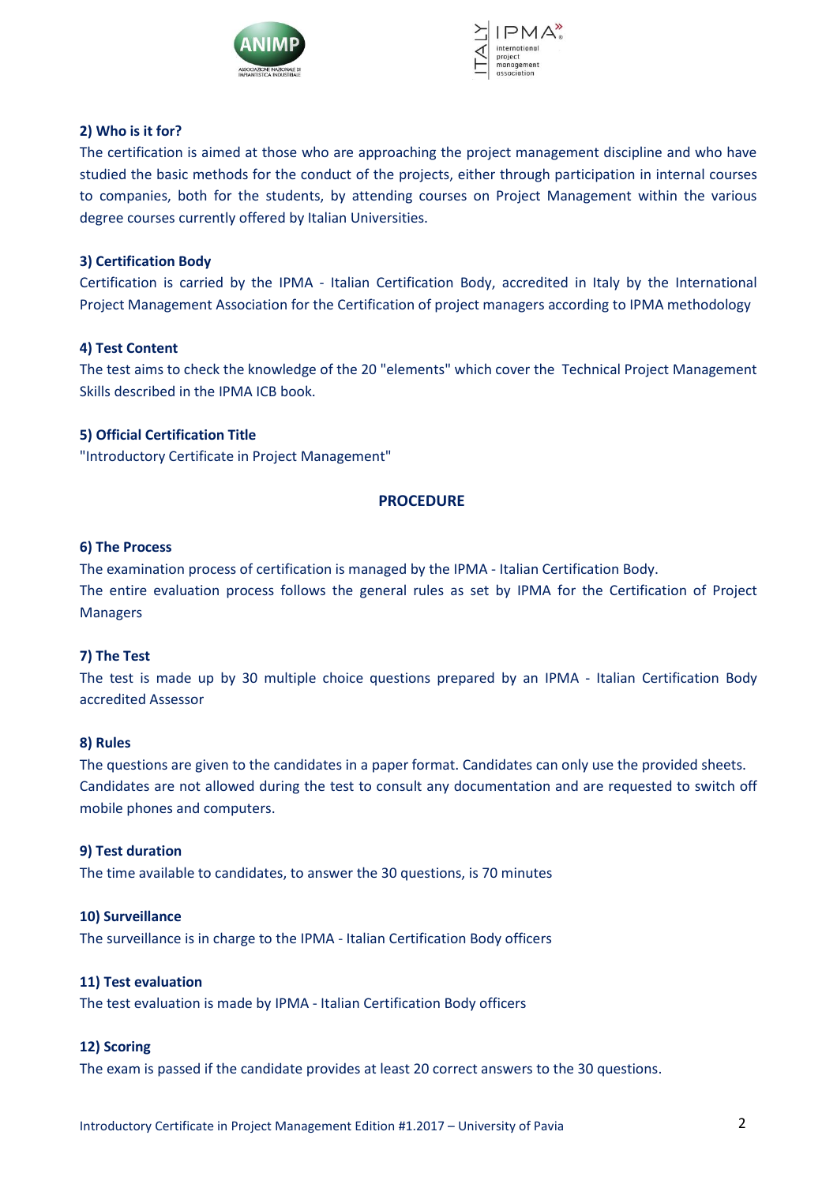### 2) Who is it for?

The certification is aimed at those who are approaching the project management discipline and who have studied the basic methods for the conduct of the projects, either through participation in internal courses to companies, both for the students, by attending courses on Project Management within the various degree courses currently offered by Italian Universities.

### 3) Certification Body

Certification is carried by the IPMA - Italian Certification Body, accredited in Italy by the International Project Management Association for the Certification of project managers according to IPMA methodology

### 4) Test Content

The test aims to check the knowledge of the 20 "elements" which cover the Technical Project Management Skills described in the IPMA ICB book.

### 5) Official Certification Title

"Introductory Certificate in Project Management"

## PROCEDURE

### 6) The Process

The examination process of certification is managed by the IPMA - Italian Certification Body.
The entire evaluation process follows the general rules as set by IPMA for the Certification of Project Managers

### 7) The Test

The test is made up by 30 multiple choice questions prepared by an IPMA - Italian Certification Body accredited Assessor

### 8) Rules

The questions are given to the candidates in a paper format. Candidates can only use the provided sheets.
Candidates are not allowed during the test to consult any documentation and are requested to switch off mobile phones and computers.

### 9) Test duration

The time available to candidates, to answer the 30 questions, is 70 minutes

### 10) Surveillance

The surveillance is in charge to the IPMA - Italian Certification Body officers

### 11) Test evaluation

The test evaluation is made by IPMA - Italian Certification Body officers

### 12) Scoring

The exam is passed if the candidate provides at least 20 correct answers to the 30 questions.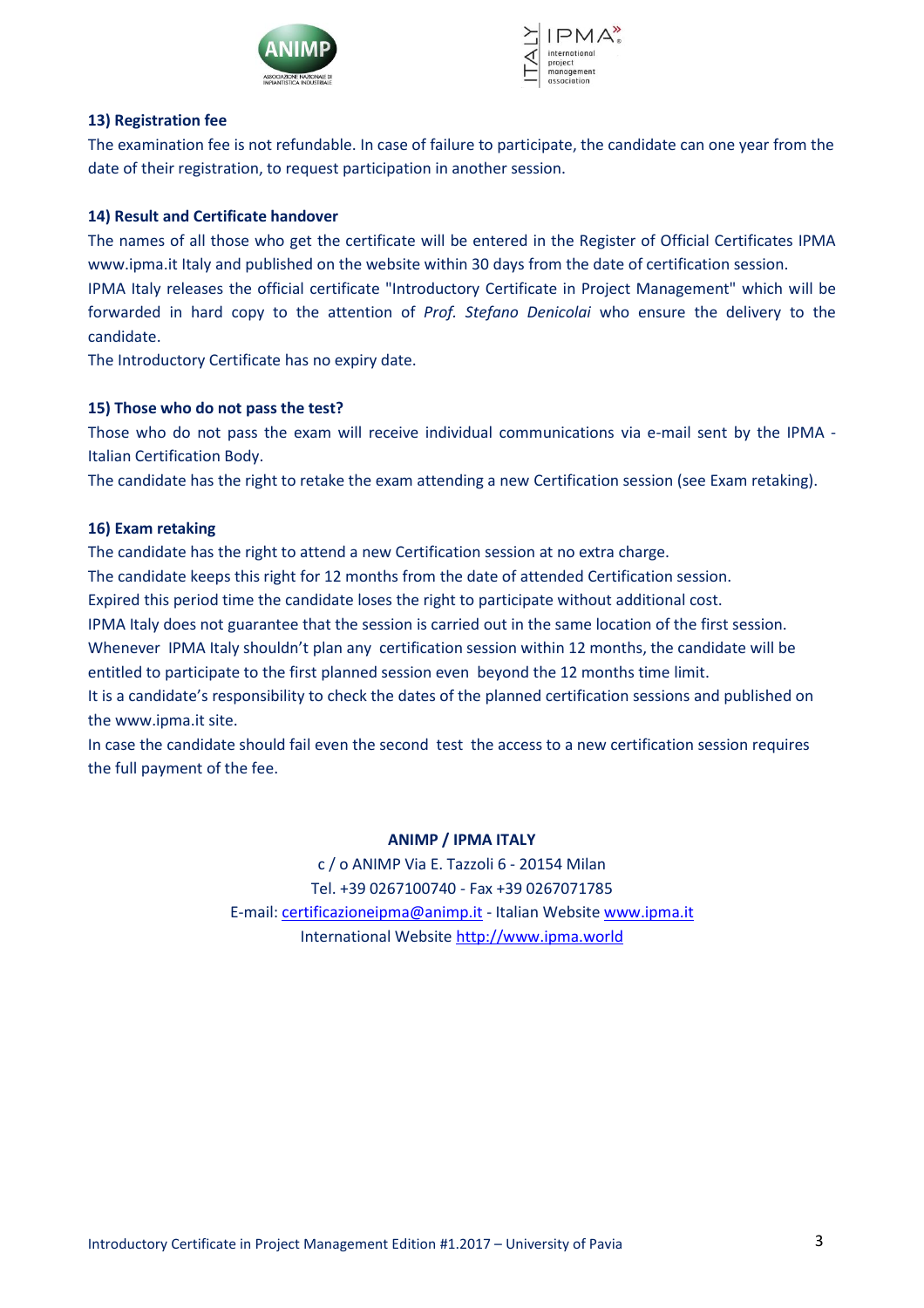### 13) Registration fee

The examination fee is not refundable. In case of failure to participate, the candidate can one year from the date of their registration, to request participation in another session.

### 14) Result and Certificate handover

The names of all those who get the certificate will be entered in the Register of Official Certificates IPMA www.ipma.it Italy and published on the website within 30 days from the date of certification session.

IPMA Italy releases the official certificate "Introductory Certificate in Project Management" which will be forwarded in hard copy to the attention of *Prof. Stefano Denicolai* who ensure the delivery to the candidate.

The Introductory Certificate has no expiry date.

### 15) Those who do not pass the test?

Those who do not pass the exam will receive individual communications via e-mail sent by the IPMA - Italian Certification Body.

The candidate has the right to retake the exam attending a new Certification session (see Exam retaking).

### 16) Exam retaking

The candidate has the right to attend a new Certification session at no extra charge.

The candidate keeps this right for 12 months from the date of attended Certification session.

Expired this period time the candidate loses the right to participate without additional cost.

IPMA Italy does not guarantee that the session is carried out in the same location of the first session.

Whenever IPMA Italy shouldn't plan any certification session within 12 months, the candidate will be entitled to participate to the first planned session even beyond the 12 months time limit.

It is a candidate's responsibility to check the dates of the planned certification sessions and published on the www.ipma.it site.

In case the candidate should fail even the second test the access to a new certification session requires the full payment of the fee.

**ANIMP / IPMA ITALY**

c / o ANIMP Via E. Tazzoli 6 - 20154 Milan

Tel. +39 0267100740 - Fax +39 0267071785

E-mail: certificazioneipma@animp.it - Italian Website www.ipma.it

International Website http://www.ipma.world